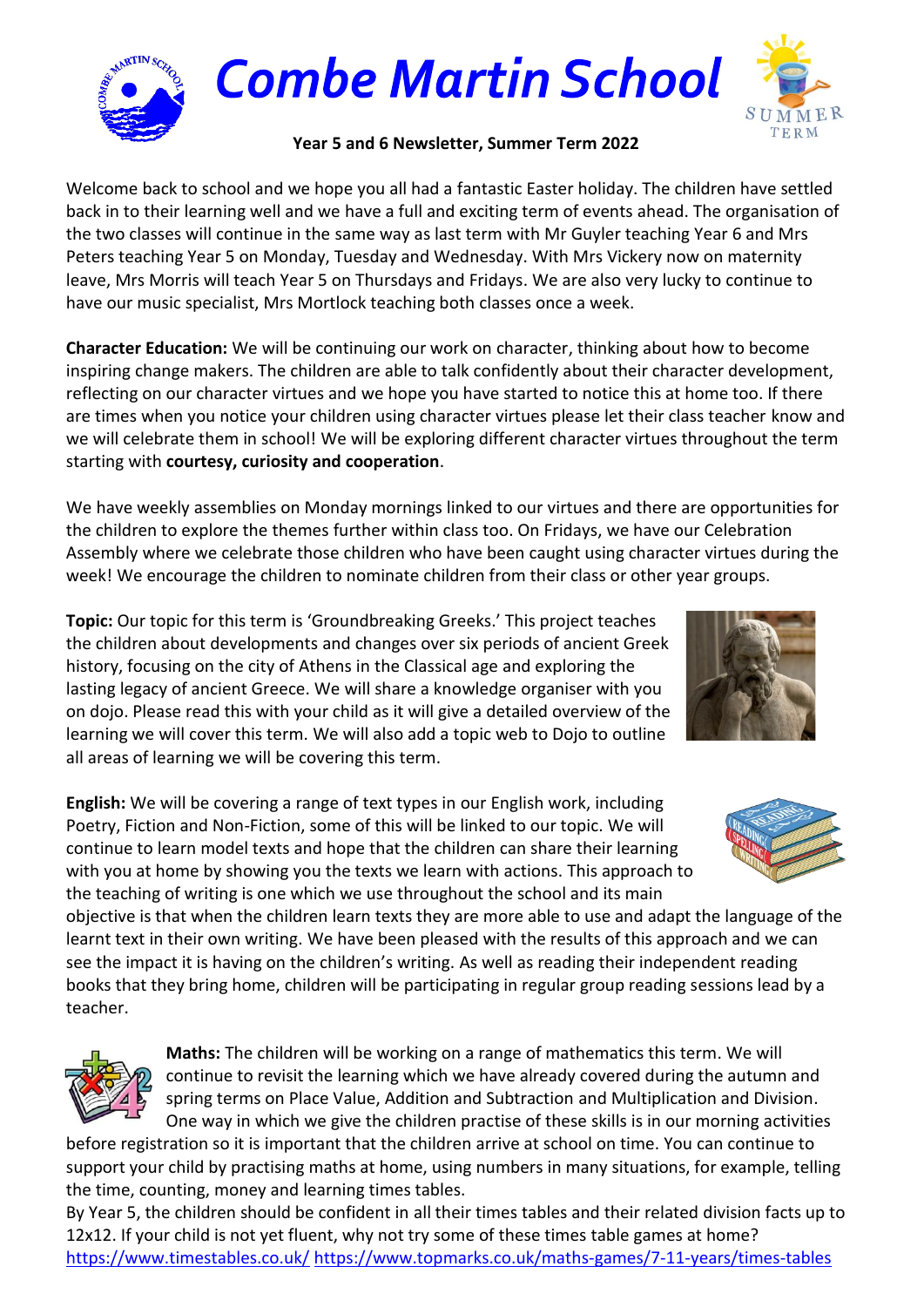# Combe Martin School

**Year 5 and 6 Newsletter, Summer Term 2022**

Welcome back to school and we hope you all had a fantastic Easter holiday. The children have settled back in to their learning well and we have a full and exciting term of events ahead. The organisation of the two classes will continue in the same way as last term with Mr Guyler teaching Year 6 and Mrs Peters teaching Year 5 on Monday, Tuesday and Wednesday. With Mrs Vickery now on maternity leave, Mrs Morris will teach Year 5 on Thursdays and Fridays. We are also very lucky to continue to have our music specialist, Mrs Mortlock teaching both classes once a week.

**Character Education:** We will be continuing our work on character, thinking about how to become inspiring change makers. The children are able to talk confidently about their character development, reflecting on our character virtues and we hope you have started to notice this at home too. If there are times when you notice your children using character virtues please let their class teacher know and we will celebrate them in school! We will be exploring different character virtues throughout the term starting with **courtesy, curiosity and cooperation**.

We have weekly assemblies on Monday mornings linked to our virtues and there are opportunities for the children to explore the themes further within class too. On Fridays, we have our Celebration Assembly where we celebrate those children who have been caught using character virtues during the week! We encourage the children to nominate children from their class or other year groups.

**Topic:** Our topic for this term is 'Groundbreaking Greeks.' This project teaches the children about developments and changes over six periods of ancient Greek history, focusing on the city of Athens in the Classical age and exploring the lasting legacy of ancient Greece. We will share a knowledge organiser with you on dojo. Please read this with your child as it will give a detailed overview of the learning we will cover this term. We will also add a topic web to Dojo to outline all areas of learning we will be covering this term.

**English:** We will be covering a range of text types in our English work, including Poetry, Fiction and Non-Fiction, some of this will be linked to our topic. We will continue to learn model texts and hope that the children can share their learning with you at home by showing you the texts we learn with actions. This approach to the teaching of writing is one which we use throughout the school and its main objective is that when the children learn texts they are more able to use and adapt the language of the learnt text in their own writing. We have been pleased with the results of this approach and we can see the impact it is having on the children's writing. As well as reading their independent reading books that they bring home, children will be participating in regular group reading sessions lead by a teacher.

**Maths:** The children will be working on a range of mathematics this term. We will continue to revisit the learning which we have already covered during the autumn and spring terms on Place Value, Addition and Subtraction and Multiplication and Division. One way in which we give the children practise of these skills is in our morning activities before registration so it is important that the children arrive at school on time. You can continue to support your child by practising maths at home, using numbers in many situations, for example, telling the time, counting, money and learning times tables.

By Year 5, the children should be confident in all their times tables and their related division facts up to 12x12. If your child is not yet fluent, why not try some of these times table games at home? https://www.timestables.co.uk/ https://www.topmarks.co.uk/maths-games/7-11-years/times-tables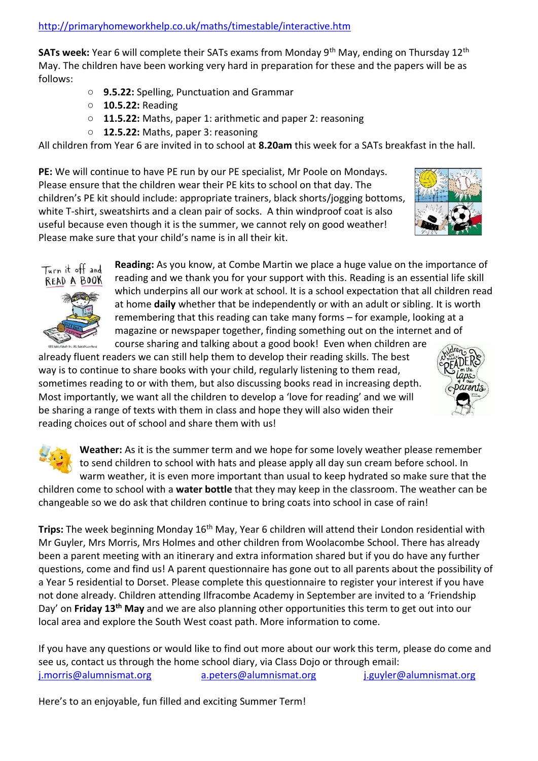http://primaryhomeworkhelp.co.uk/maths/timestable/interactive.htm

**SATs week:** Year 6 will complete their SATs exams from Monday 9th May, ending on Thursday 12th May. The children have been working very hard in preparation for these and the papers will be as follows:

- **9.5.22:** Spelling, Punctuation and Grammar
- **10.5.22:** Reading
- **11.5.22:** Maths, paper 1: arithmetic and paper 2: reasoning
- **12.5.22:** Maths, paper 3: reasoning

All children from Year 6 are invited in to school at **8.20am** this week for a SATs breakfast in the hall.

**PE:** We will continue to have PE run by our PE specialist, Mr Poole on Mondays. Please ensure that the children wear their PE kits to school on that day. The children's PE kit should include: appropriate trainers, black shorts/jogging bottoms, white T-shirt, sweatshirts and a clean pair of socks. A thin windproof coat is also useful because even though it is the summer, we cannot rely on good weather! Please make sure that your child's name is in all their kit.

**Reading:** As you know, at Combe Martin we place a huge value on the importance of reading and we thank you for your support with this. Reading is an essential life skill which underpins all our work at school. It is a school expectation that all children read at home **daily** whether that be independently or with an adult or sibling. It is worth remembering that this reading can take many forms – for example, looking at a magazine or newspaper together, finding something out on the internet and of course sharing and talking about a good book! Even when children are already fluent readers we can still help them to develop their reading skills. The best way is to continue to share books with your child, regularly listening to them read, sometimes reading to or with them, but also discussing books read in increasing depth. Most importantly, we want all the children to develop a 'love for reading' and we will be sharing a range of texts with them in class and hope they will also widen their reading choices out of school and share them with us!

**Weather:** As it is the summer term and we hope for some lovely weather please remember to send children to school with hats and please apply all day sun cream before school. In warm weather, it is even more important than usual to keep hydrated so make sure that the children come to school with a **water bottle** that they may keep in the classroom. The weather can be changeable so we do ask that children continue to bring coats into school in case of rain!

**Trips:** The week beginning Monday 16th May, Year 6 children will attend their London residential with Mr Guyler, Mrs Morris, Mrs Holmes and other children from Woolacombe School. There has already been a parent meeting with an itinerary and extra information shared but if you do have any further questions, come and find us! A parent questionnaire has gone out to all parents about the possibility of a Year 5 residential to Dorset. Please complete this questionnaire to register your interest if you have not done already. Children attending Ilfracombe Academy in September are invited to a 'Friendship Day' on **Friday 13th May** and we are also planning other opportunities this term to get out into our local area and explore the South West coast path. More information to come.

If you have any questions or would like to find out more about our work this term, please do come and see us, contact us through the home school diary, via Class Dojo or through email:
j.morris@alumnismat.org a.peters@alumnismat.org j.guyler@alumnismat.org

Here's to an enjoyable, fun filled and exciting Summer Term!